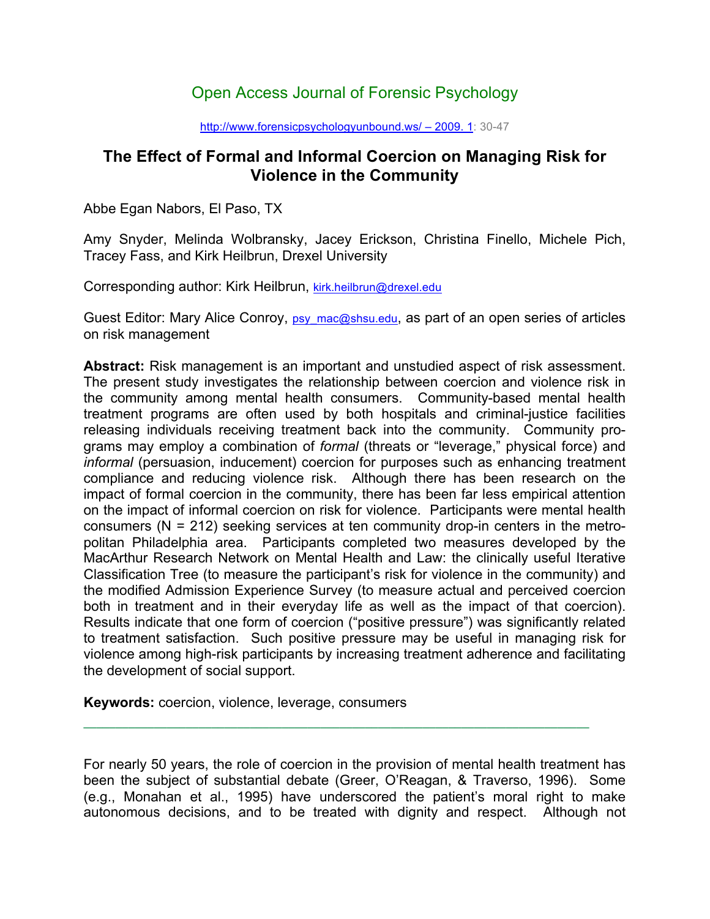Open Access Journal of Forensic Psychology

http://www.forensicpsychologyunbound.ws/ – 2009. 1: 30-47

# The Effect of Formal and Informal Coercion on Managing Risk for Violence in the Community

Abbe Egan Nabors, El Paso, TX

Amy Snyder, Melinda Wolbransky, Jacey Erickson, Christina Finello, Michele Pich, Tracey Fass, and Kirk Heilbrun, Drexel University

Corresponding author: Kirk Heilbrun, kirk.heilbrun@drexel.edu

Guest Editor: Mary Alice Conroy, psy_mac@shsu.edu, as part of an open series of articles on risk management

**Abstract:** Risk management is an important and unstudied aspect of risk assessment. The present study investigates the relationship between coercion and violence risk in the community among mental health consumers. Community-based mental health treatment programs are often used by both hospitals and criminal-justice facilities releasing individuals receiving treatment back into the community. Community programs may employ a combination of *formal* (threats or "leverage," physical force) and *informal* (persuasion, inducement) coercion for purposes such as enhancing treatment compliance and reducing violence risk. Although there has been research on the impact of formal coercion in the community, there has been far less empirical attention on the impact of informal coercion on risk for violence. Participants were mental health consumers (N = 212) seeking services at ten community drop-in centers in the metropolitan Philadelphia area. Participants completed two measures developed by the MacArthur Research Network on Mental Health and Law: the clinically useful Iterative Classification Tree (to measure the participant's risk for violence in the community) and the modified Admission Experience Survey (to measure actual and perceived coercion both in treatment and in their everyday life as well as the impact of that coercion). Results indicate that one form of coercion ("positive pressure") was significantly related to treatment satisfaction. Such positive pressure may be useful in managing risk for violence among high-risk participants by increasing treatment adherence and facilitating the development of social support.

**Keywords:** coercion, violence, leverage, consumers

---

For nearly 50 years, the role of coercion in the provision of mental health treatment has been the subject of substantial debate (Greer, O'Reagan, & Traverso, 1996). Some (e.g., Monahan et al., 1995) have underscored the patient's moral right to make autonomous decisions, and to be treated with dignity and respect. Although not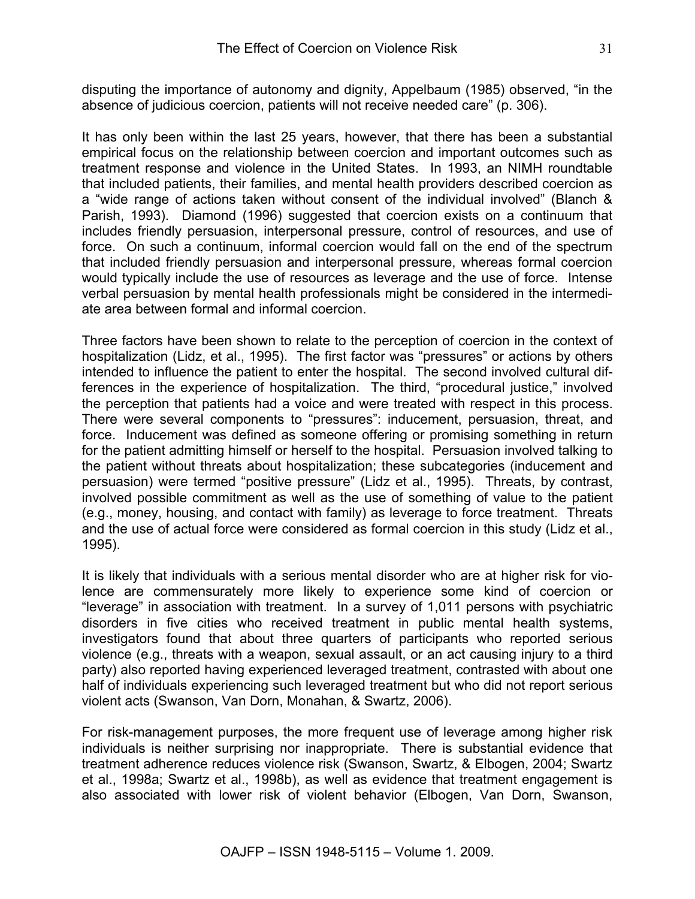disputing the importance of autonomy and dignity, Appelbaum (1985) observed, “in the absence of judicious coercion, patients will not receive needed care” (p. 306).

It has only been within the last 25 years, however, that there has been a substantial empirical focus on the relationship between coercion and important outcomes such as treatment response and violence in the United States. In 1993, an NIMH roundtable that included patients, their families, and mental health providers described coercion as a “wide range of actions taken without consent of the individual involved” (Blanch & Parish, 1993). Diamond (1996) suggested that coercion exists on a continuum that includes friendly persuasion, interpersonal pressure, control of resources, and use of force. On such a continuum, informal coercion would fall on the end of the spectrum that included friendly persuasion and interpersonal pressure, whereas formal coercion would typically include the use of resources as leverage and the use of force. Intense verbal persuasion by mental health professionals might be considered in the intermediate area between formal and informal coercion.

Three factors have been shown to relate to the perception of coercion in the context of hospitalization (Lidz, et al., 1995). The first factor was “pressures” or actions by others intended to influence the patient to enter the hospital. The second involved cultural differences in the experience of hospitalization. The third, “procedural justice,” involved the perception that patients had a voice and were treated with respect in this process. There were several components to “pressures”: inducement, persuasion, threat, and force. Inducement was defined as someone offering or promising something in return for the patient admitting himself or herself to the hospital. Persuasion involved talking to the patient without threats about hospitalization; these subcategories (inducement and persuasion) were termed “positive pressure” (Lidz et al., 1995). Threats, by contrast, involved possible commitment as well as the use of something of value to the patient (e.g., money, housing, and contact with family) as leverage to force treatment. Threats and the use of actual force were considered as formal coercion in this study (Lidz et al., 1995).

It is likely that individuals with a serious mental disorder who are at higher risk for violence are commensurately more likely to experience some kind of coercion or “leverage” in association with treatment. In a survey of 1,011 persons with psychiatric disorders in five cities who received treatment in public mental health systems, investigators found that about three quarters of participants who reported serious violence (e.g., threats with a weapon, sexual assault, or an act causing injury to a third party) also reported having experienced leveraged treatment, contrasted with about one half of individuals experiencing such leveraged treatment but who did not report serious violent acts (Swanson, Van Dorn, Monahan, & Swartz, 2006).

For risk-management purposes, the more frequent use of leverage among higher risk individuals is neither surprising nor inappropriate. There is substantial evidence that treatment adherence reduces violence risk (Swanson, Swartz, & Elbogen, 2004; Swartz et al., 1998a; Swartz et al., 1998b), as well as evidence that treatment engagement is also associated with lower risk of violent behavior (Elbogen, Van Dorn, Swanson,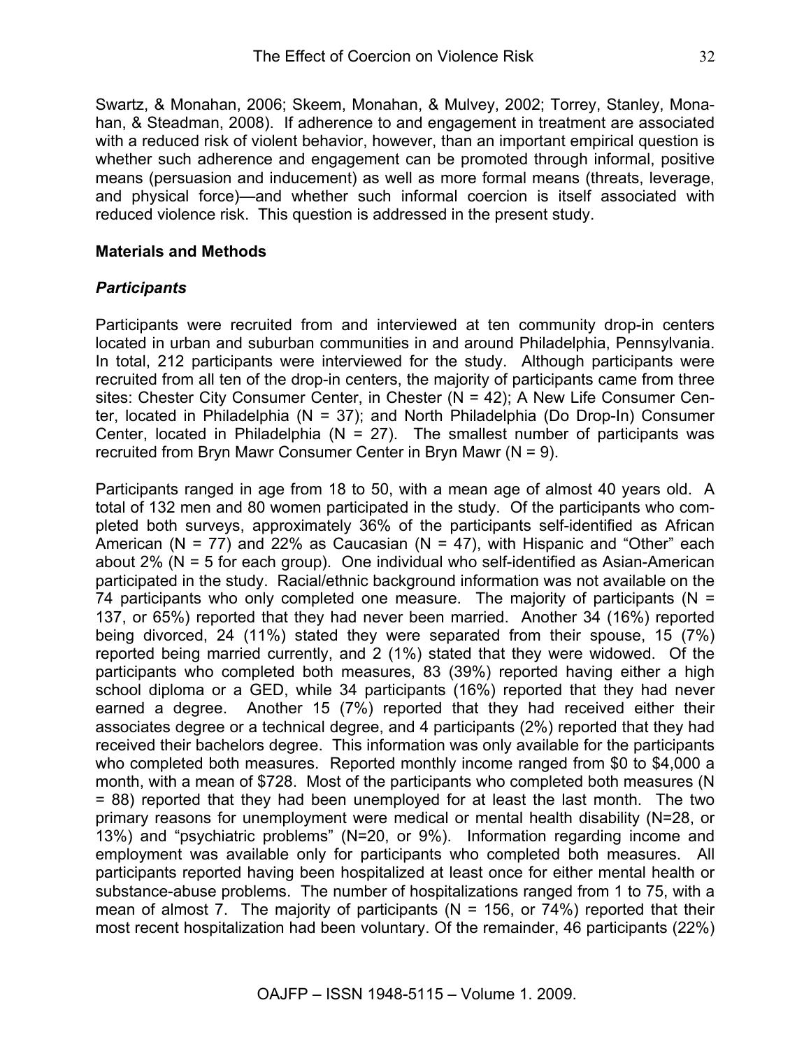Swartz, & Monahan, 2006; Skeem, Monahan, & Mulvey, 2002; Torrey, Stanley, Monahan, & Steadman, 2008). If adherence to and engagement in treatment are associated with a reduced risk of violent behavior, however, than an important empirical question is whether such adherence and engagement can be promoted through informal, positive means (persuasion and inducement) as well as more formal means (threats, leverage, and physical force)—and whether such informal coercion is itself associated with reduced violence risk. This question is addressed in the present study.

## Materials and Methods

### *Participants*

Participants were recruited from and interviewed at ten community drop-in centers located in urban and suburban communities in and around Philadelphia, Pennsylvania. In total, 212 participants were interviewed for the study. Although participants were recruited from all ten of the drop-in centers, the majority of participants came from three sites: Chester City Consumer Center, in Chester (N = 42); A New Life Consumer Center, located in Philadelphia (N = 37); and North Philadelphia (Do Drop-In) Consumer Center, located in Philadelphia (N = 27). The smallest number of participants was recruited from Bryn Mawr Consumer Center in Bryn Mawr (N = 9).

Participants ranged in age from 18 to 50, with a mean age of almost 40 years old. A total of 132 men and 80 women participated in the study. Of the participants who completed both surveys, approximately 36% of the participants self-identified as African American (N = 77) and 22% as Caucasian (N = 47), with Hispanic and "Other" each about 2% (N = 5 for each group). One individual who self-identified as Asian-American participated in the study. Racial/ethnic background information was not available on the 74 participants who only completed one measure. The majority of participants (N = 137, or 65%) reported that they had never been married. Another 34 (16%) reported being divorced, 24 (11%) stated they were separated from their spouse, 15 (7%) reported being married currently, and 2 (1%) stated that they were widowed. Of the participants who completed both measures, 83 (39%) reported having either a high school diploma or a GED, while 34 participants (16%) reported that they had never earned a degree. Another 15 (7%) reported that they had received either their associates degree or a technical degree, and 4 participants (2%) reported that they had received their bachelors degree. This information was only available for the participants who completed both measures. Reported monthly income ranged from $0 to $4,000 a month, with a mean of $728. Most of the participants who completed both measures (N = 88) reported that they had been unemployed for at least the last month. The two primary reasons for unemployment were medical or mental health disability (N=28, or 13%) and "psychiatric problems" (N=20, or 9%). Information regarding income and employment was available only for participants who completed both measures. All participants reported having been hospitalized at least once for either mental health or substance-abuse problems. The number of hospitalizations ranged from 1 to 75, with a mean of almost 7. The majority of participants (N = 156, or 74%) reported that their most recent hospitalization had been voluntary. Of the remainder, 46 participants (22%)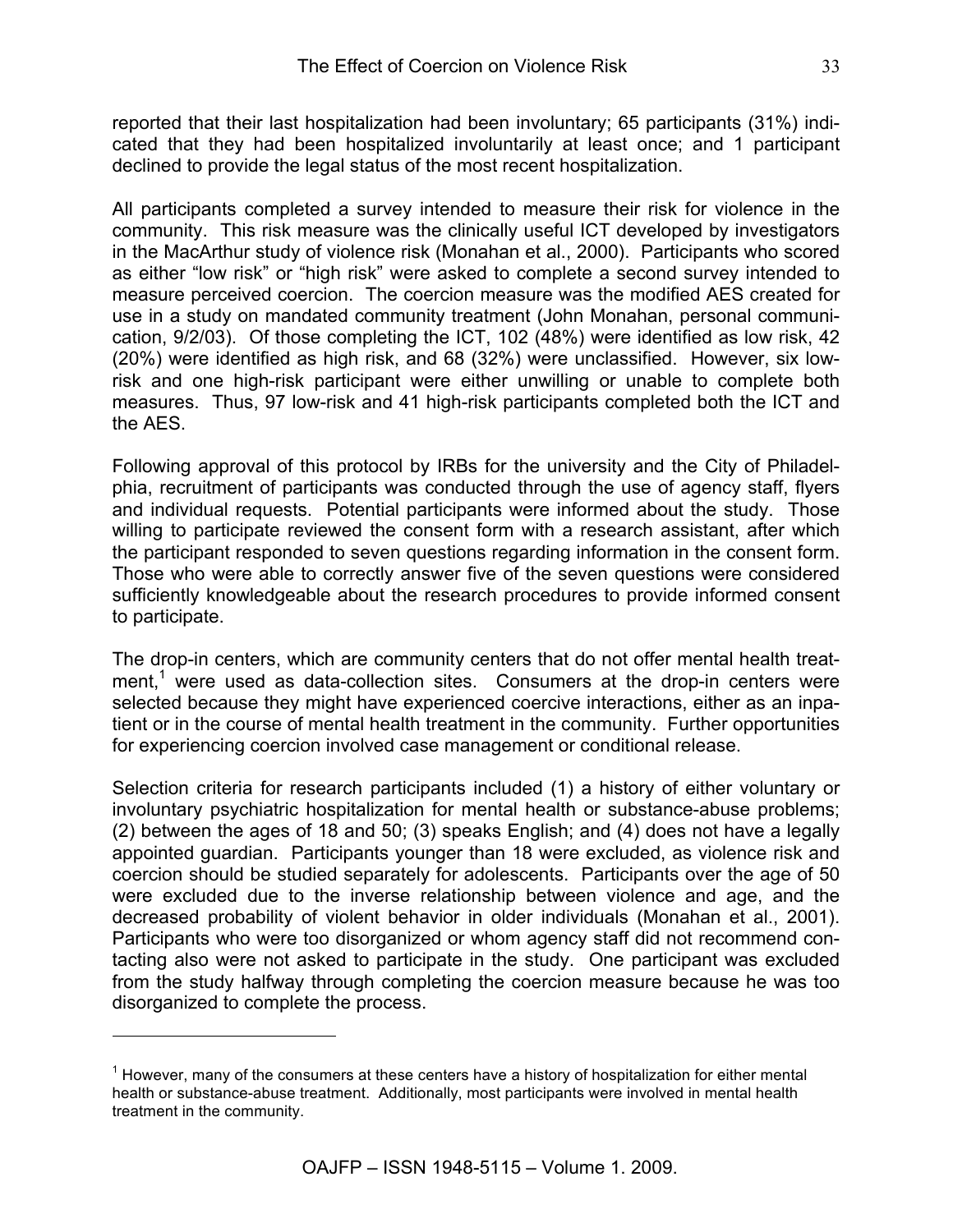reported that their last hospitalization had been involuntary; 65 participants (31%) indicated that they had been hospitalized involuntarily at least once; and 1 participant declined to provide the legal status of the most recent hospitalization.

All participants completed a survey intended to measure their risk for violence in the community. This risk measure was the clinically useful ICT developed by investigators in the MacArthur study of violence risk (Monahan et al., 2000). Participants who scored as either "low risk" or "high risk" were asked to complete a second survey intended to measure perceived coercion. The coercion measure was the modified AES created for use in a study on mandated community treatment (John Monahan, personal communication, 9/2/03). Of those completing the ICT, 102 (48%) were identified as low risk, 42 (20%) were identified as high risk, and 68 (32%) were unclassified. However, six low-risk and one high-risk participant were either unwilling or unable to complete both measures. Thus, 97 low-risk and 41 high-risk participants completed both the ICT and the AES.

Following approval of this protocol by IRBs for the university and the City of Philadelphia, recruitment of participants was conducted through the use of agency staff, flyers and individual requests. Potential participants were informed about the study. Those willing to participate reviewed the consent form with a research assistant, after which the participant responded to seven questions regarding information in the consent form. Those who were able to correctly answer five of the seven questions were considered sufficiently knowledgeable about the research procedures to provide informed consent to participate.

The drop-in centers, which are community centers that do not offer mental health treatment,[1] were used as data-collection sites. Consumers at the drop-in centers were selected because they might have experienced coercive interactions, either as an inpatient or in the course of mental health treatment in the community. Further opportunities for experiencing coercion involved case management or conditional release.

Selection criteria for research participants included (1) a history of either voluntary or involuntary psychiatric hospitalization for mental health or substance-abuse problems; (2) between the ages of 18 and 50; (3) speaks English; and (4) does not have a legally appointed guardian. Participants younger than 18 were excluded, as violence risk and coercion should be studied separately for adolescents. Participants over the age of 50 were excluded due to the inverse relationship between violence and age, and the decreased probability of violent behavior in older individuals (Monahan et al., 2001). Participants who were too disorganized or whom agency staff did not recommend contacting also were not asked to participate in the study. One participant was excluded from the study halfway through completing the coercion measure because he was too disorganized to complete the process.

---

[1] However, many of the consumers at these centers have a history of hospitalization for either mental health or substance-abuse treatment. Additionally, most participants were involved in mental health treatment in the community.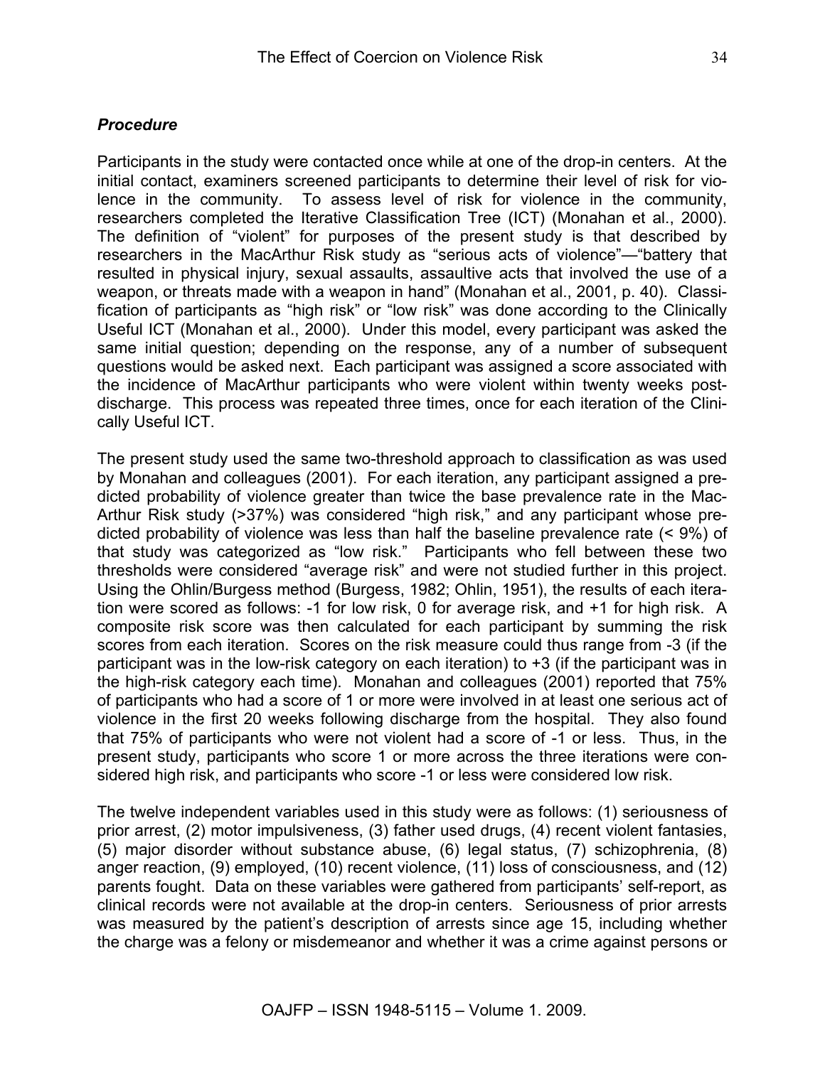### *Procedure*

Participants in the study were contacted once while at one of the drop-in centers. At the initial contact, examiners screened participants to determine their level of risk for violence in the community. To assess level of risk for violence in the community, researchers completed the Iterative Classification Tree (ICT) (Monahan et al., 2000). The definition of "violent" for purposes of the present study is that described by researchers in the MacArthur Risk study as "serious acts of violence"—"battery that resulted in physical injury, sexual assaults, assaultive acts that involved the use of a weapon, or threats made with a weapon in hand" (Monahan et al., 2001, p. 40). Classification of participants as "high risk" or "low risk" was done according to the Clinically Useful ICT (Monahan et al., 2000). Under this model, every participant was asked the same initial question; depending on the response, any of a number of subsequent questions would be asked next. Each participant was assigned a score associated with the incidence of MacArthur participants who were violent within twenty weeks post-discharge. This process was repeated three times, once for each iteration of the Clinically Useful ICT.

The present study used the same two-threshold approach to classification as was used by Monahan and colleagues (2001). For each iteration, any participant assigned a predicted probability of violence greater than twice the base prevalence rate in the MacArthur Risk study (>37%) was considered "high risk," and any participant whose predicted probability of violence was less than half the baseline prevalence rate (< 9%) of that study was categorized as "low risk." Participants who fell between these two thresholds were considered "average risk" and were not studied further in this project. Using the Ohlin/Burgess method (Burgess, 1982; Ohlin, 1951), the results of each iteration were scored as follows: -1 for low risk, 0 for average risk, and +1 for high risk. A composite risk score was then calculated for each participant by summing the risk scores from each iteration. Scores on the risk measure could thus range from -3 (if the participant was in the low-risk category on each iteration) to +3 (if the participant was in the high-risk category each time). Monahan and colleagues (2001) reported that 75% of participants who had a score of 1 or more were involved in at least one serious act of violence in the first 20 weeks following discharge from the hospital. They also found that 75% of participants who were not violent had a score of -1 or less. Thus, in the present study, participants who score 1 or more across the three iterations were considered high risk, and participants who score -1 or less were considered low risk.

The twelve independent variables used in this study were as follows: (1) seriousness of prior arrest, (2) motor impulsiveness, (3) father used drugs, (4) recent violent fantasies, (5) major disorder without substance abuse, (6) legal status, (7) schizophrenia, (8) anger reaction, (9) employed, (10) recent violence, (11) loss of consciousness, and (12) parents fought. Data on these variables were gathered from participants' self-report, as clinical records were not available at the drop-in centers. Seriousness of prior arrests was measured by the patient's description of arrests since age 15, including whether the charge was a felony or misdemeanor and whether it was a crime against persons or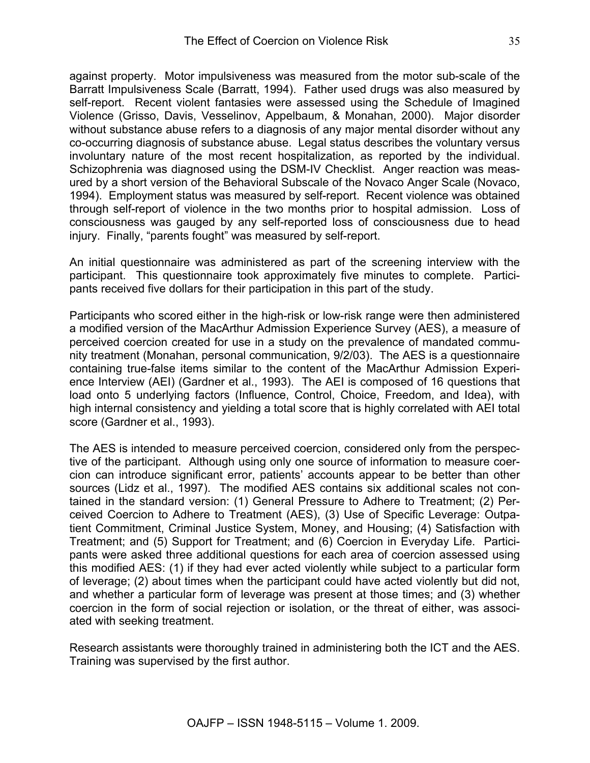against property. Motor impulsiveness was measured from the motor sub-scale of the Barratt Impulsiveness Scale (Barratt, 1994). Father used drugs was also measured by self-report. Recent violent fantasies were assessed using the Schedule of Imagined Violence (Grisso, Davis, Vesselinov, Appelbaum, & Monahan, 2000). Major disorder without substance abuse refers to a diagnosis of any major mental disorder without any co-occurring diagnosis of substance abuse. Legal status describes the voluntary versus involuntary nature of the most recent hospitalization, as reported by the individual. Schizophrenia was diagnosed using the DSM-IV Checklist. Anger reaction was measured by a short version of the Behavioral Subscale of the Novaco Anger Scale (Novaco, 1994). Employment status was measured by self-report. Recent violence was obtained through self-report of violence in the two months prior to hospital admission. Loss of consciousness was gauged by any self-reported loss of consciousness due to head injury. Finally, "parents fought" was measured by self-report.

An initial questionnaire was administered as part of the screening interview with the participant. This questionnaire took approximately five minutes to complete. Participants received five dollars for their participation in this part of the study.

Participants who scored either in the high-risk or low-risk range were then administered a modified version of the MacArthur Admission Experience Survey (AES), a measure of perceived coercion created for use in a study on the prevalence of mandated community treatment (Monahan, personal communication, 9/2/03). The AES is a questionnaire containing true-false items similar to the content of the MacArthur Admission Experience Interview (AEI) (Gardner et al., 1993). The AEI is composed of 16 questions that load onto 5 underlying factors (Influence, Control, Choice, Freedom, and Idea), with high internal consistency and yielding a total score that is highly correlated with AEI total score (Gardner et al., 1993).

The AES is intended to measure perceived coercion, considered only from the perspective of the participant. Although using only one source of information to measure coercion can introduce significant error, patients' accounts appear to be better than other sources (Lidz et al., 1997). The modified AES contains six additional scales not contained in the standard version: (1) General Pressure to Adhere to Treatment; (2) Perceived Coercion to Adhere to Treatment (AES), (3) Use of Specific Leverage: Outpatient Commitment, Criminal Justice System, Money, and Housing; (4) Satisfaction with Treatment; and (5) Support for Treatment; and (6) Coercion in Everyday Life. Participants were asked three additional questions for each area of coercion assessed using this modified AES: (1) if they had ever acted violently while subject to a particular form of leverage; (2) about times when the participant could have acted violently but did not, and whether a particular form of leverage was present at those times; and (3) whether coercion in the form of social rejection or isolation, or the threat of either, was associated with seeking treatment.

Research assistants were thoroughly trained in administering both the ICT and the AES. Training was supervised by the first author.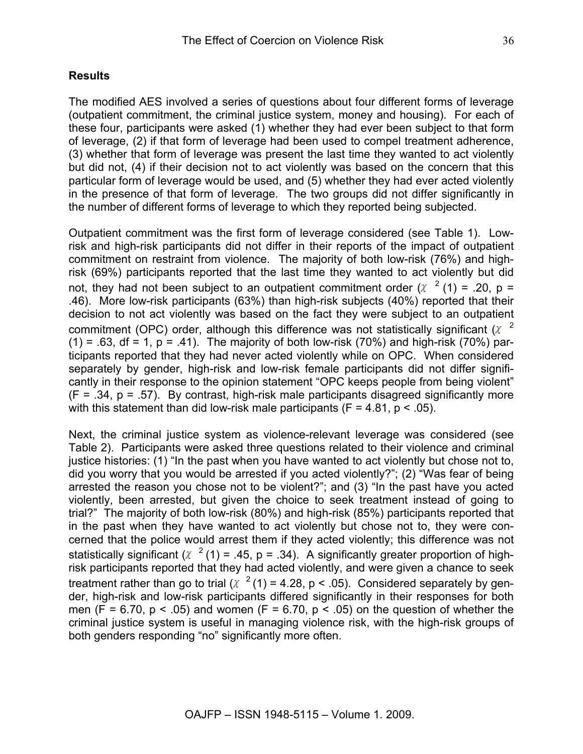## Results

The modified AES involved a series of questions about four different forms of leverage (outpatient commitment, the criminal justice system, money and housing). For each of these four, participants were asked (1) whether they had ever been subject to that form of leverage, (2) if that form of leverage had been used to compel treatment adherence, (3) whether that form of leverage was present the last time they wanted to act violently but did not, (4) if their decision not to act violently was based on the concern that this particular form of leverage would be used, and (5) whether they had ever acted violently in the presence of that form of leverage. The two groups did not differ significantly in the number of different forms of leverage to which they reported being subjected.

Outpatient commitment was the first form of leverage considered (see Table 1). Low-risk and high-risk participants did not differ in their reports of the impact of outpatient commitment on restraint from violence. The majority of both low-risk (76%) and high-risk (69%) participants reported that the last time they wanted to act violently but did not, they had not been subject to an outpatient commitment order ($\chi^2(1) = .20$, $p = .46$). More low-risk participants (63%) than high-risk subjects (40%) reported that their decision to not act violently was based on the fact they were subject to an outpatient commitment (OPC) order, although this difference was not statistically significant ($\chi^2(1) = .63$, df = 1, $p = .41$). The majority of both low-risk (70%) and high-risk (70%) participants reported that they had never acted violently while on OPC. When considered separately by gender, high-risk and low-risk female participants did not differ significantly in their response to the opinion statement "OPC keeps people from being violent" ($F = .34$, $p = .57$). By contrast, high-risk male participants disagreed significantly more with this statement than did low-risk male participants ($F = 4.81$, $p < .05$).

Next, the criminal justice system as violence-relevant leverage was considered (see Table 2). Participants were asked three questions related to their violence and criminal justice histories: (1) "In the past when you have wanted to act violently but chose not to, did you worry that you would be arrested if you acted violently?"; (2) "Was fear of being arrested the reason you chose not to be violent?"; and (3) "In the past have you acted violently, been arrested, but given the choice to seek treatment instead of going to trial?" The majority of both low-risk (80%) and high-risk (85%) participants reported that in the past when they have wanted to act violently but chose not to, they were concerned that the police would arrest them if they acted violently; this difference was not statistically significant ($\chi^2(1) = .45$, $p = .34$). A significantly greater proportion of high-risk participants reported that they had acted violently, and were given a chance to seek treatment rather than go to trial ($\chi^2(1) = 4.28$, $p < .05$). Considered separately by gender, high-risk and low-risk participants differed significantly in their responses for both men ($F = 6.70$, $p < .05$) and women ($F = 6.70$, $p < .05$) on the question of whether the criminal justice system is useful in managing violence risk, with the high-risk groups of both genders responding "no" significantly more often.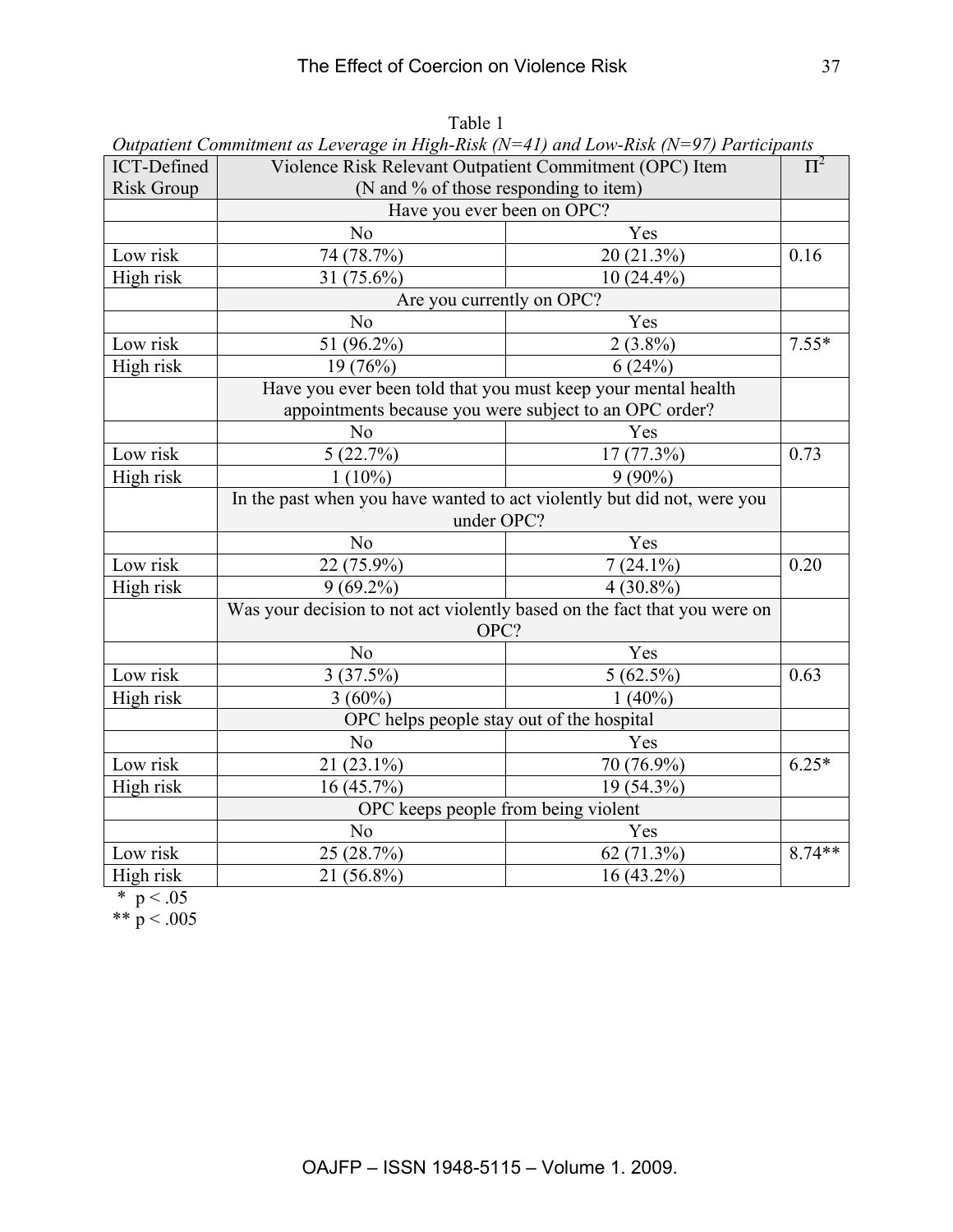Table 1

*Outpatient Commitment as Leverage in High-Risk (N=41) and Low-Risk (N=97) Participants*

| ICT-Defined Risk Group | Violence Risk Relevant Outpatient Commitment (OPC) Item (N and % of those responding to item) | | $\Pi^2$ |
|---|---|---|---|
| | Have you ever been on OPC? | | |
| | No | Yes | |
| Low risk | 74 (78.7%) | 20 (21.3%) | 0.16 |
| High risk | 31 (75.6%) | 10 (24.4%) | |
| | Are you currently on OPC? | | |
| | No | Yes | |
| Low risk | 51 (96.2%) | 2 (3.8%) | 7.55* |
| High risk | 19 (76%) | 6 (24%) | |
| | Have you ever been told that you must keep your mental health appointments because you were subject to an OPC order? | | |
| | No | Yes | |
| Low risk | 5 (22.7%) | 17 (77.3%) | 0.73 |
| High risk | 1 (10%) | 9 (90%) | |
| | In the past when you have wanted to act violently but did not, were you under OPC? | | |
| | No | Yes | |
| Low risk | 22 (75.9%) | 7 (24.1%) | 0.20 |
| High risk | 9 (69.2%) | 4 (30.8%) | |
| | Was your decision to not act violently based on the fact that you were on OPC? | | |
| | No | Yes | |
| Low risk | 3 (37.5%) | 5 (62.5%) | 0.63 |
| High risk | 3 (60%) | 1 (40%) | |
| | OPC helps people stay out of the hospital | | |
| | No | Yes | |
| Low risk | 21 (23.1%) | 70 (76.9%) | 6.25* |
| High risk | 16 (45.7%) | 19 (54.3%) | |
| | OPC keeps people from being violent | | |
| | No | Yes | |
| Low risk | 25 (28.7%) | 62 (71.3%) | 8.74** |
| High risk | 21 (56.8%) | 16 (43.2%) | |

\* $p < .05$

\*\* $p < .005$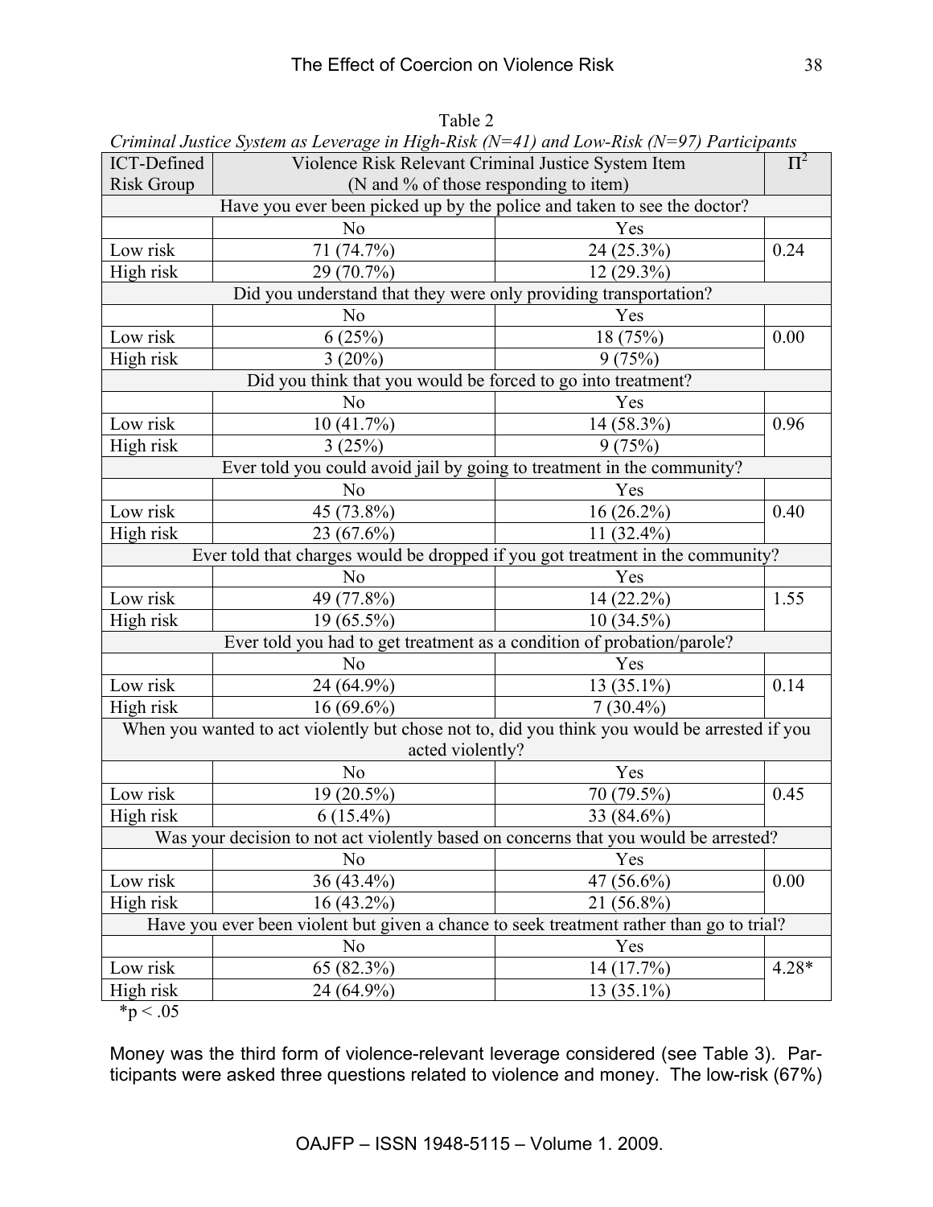Table 2

*Criminal Justice System as Leverage in High-Risk (N=41) and Low-Risk (N=97) Participants*

| ICT-Defined Risk Group | Violence Risk Relevant Criminal Justice System Item (N and % of those responding to item) | | $\Pi^2$ |
|---|---|---|---|
| | Have you ever been picked up by the police and taken to see the doctor? | | |
| | No | Yes | |
| Low risk | 71 (74.7%) | 24 (25.3%) | 0.24 |
| High risk | 29 (70.7%) | 12 (29.3%) | |
| | Did you understand that they were only providing transportation? | | |
| | No | Yes | |
| Low risk | 6 (25%) | 18 (75%) | 0.00 |
| High risk | 3 (20%) | 9 (75%) | |
| | Did you think that you would be forced to go into treatment? | | |
| | No | Yes | |
| Low risk | 10 (41.7%) | 14 (58.3%) | 0.96 |
| High risk | 3 (25%) | 9 (75%) | |
| | Ever told you could avoid jail by going to treatment in the community? | | |
| | No | Yes | |
| Low risk | 45 (73.8%) | 16 (26.2%) | 0.40 |
| High risk | 23 (67.6%) | 11 (32.4%) | |
| | Ever told that charges would be dropped if you got treatment in the community? | | |
| | No | Yes | |
| Low risk | 49 (77.8%) | 14 (22.2%) | 1.55 |
| High risk | 19 (65.5%) | 10 (34.5%) | |
| | Ever told you had to get treatment as a condition of probation/parole? | | |
| | No | Yes | |
| Low risk | 24 (64.9%) | 13 (35.1%) | 0.14 |
| High risk | 16 (69.6%) | 7 (30.4%) | |
| | When you wanted to act violently but chose not to, did you think you would be arrested if you acted violently? | | |
| | No | Yes | |
| Low risk | 19 (20.5%) | 70 (79.5%) | 0.45 |
| High risk | 6 (15.4%) | 33 (84.6%) | |
| | Was your decision to not act violently based on concerns that you would be arrested? | | |
| | No | Yes | |
| Low risk | 36 (43.4%) | 47 (56.6%) | 0.00 |
| High risk | 16 (43.2%) | 21 (56.8%) | |
| | Have you ever been violent but given a chance to seek treatment rather than go to trial? | | |
| | No | Yes | |
| Low risk | 65 (82.3%) | 14 (17.7%) | 4.28* |
| High risk | 24 (64.9%) | 13 (35.1%) | |

*$p < .05$

Money was the third form of violence-relevant leverage considered (see Table 3). Participants were asked three questions related to violence and money. The low-risk (67%)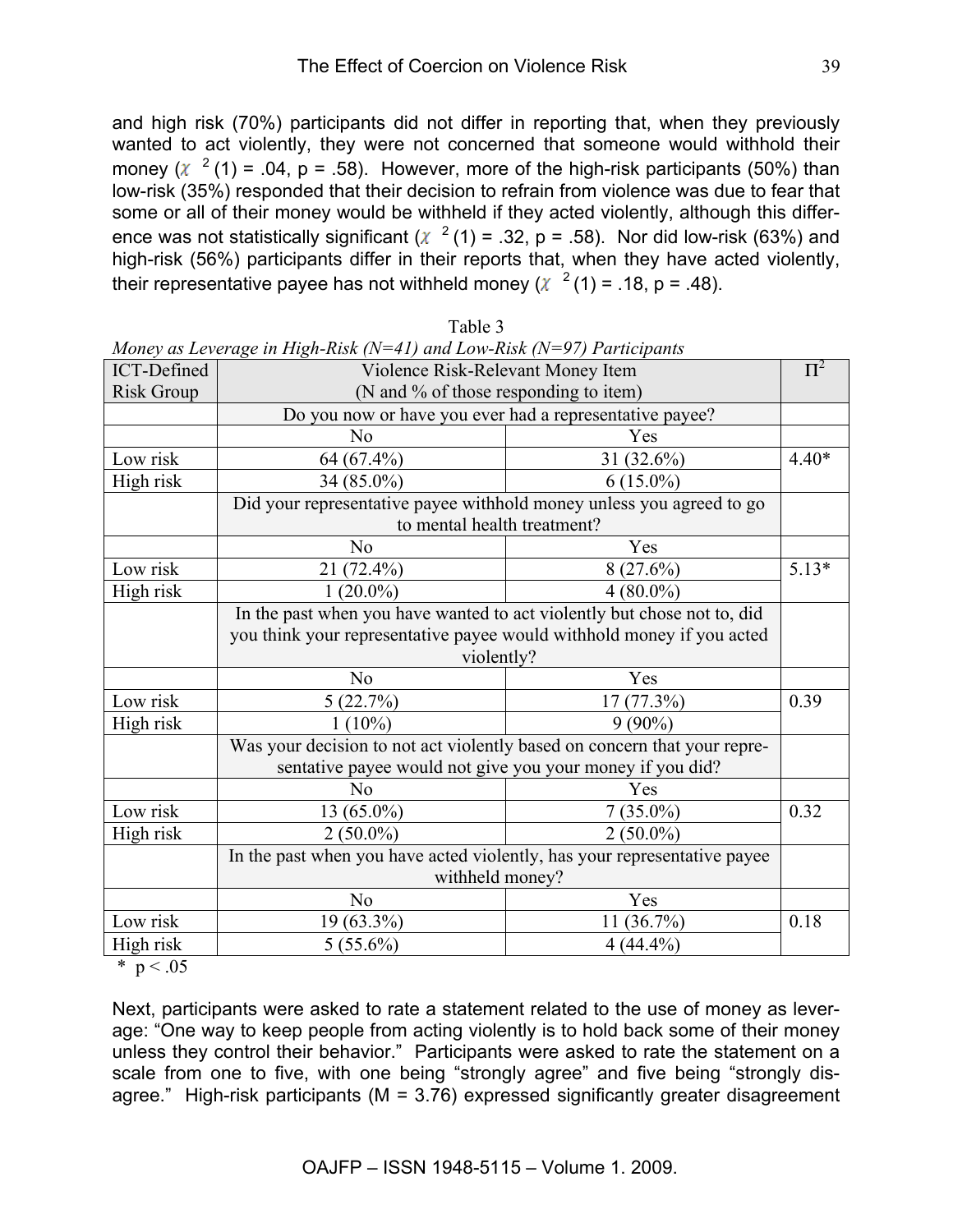and high risk (70%) participants did not differ in reporting that, when they previously wanted to act violently, they were not concerned that someone would withhold their money ($\chi^2(1) = .04$, $p = .58$). However, more of the high-risk participants (50%) than low-risk (35%) responded that their decision to refrain from violence was due to fear that some or all of their money would be withheld if they acted violently, although this difference was not statistically significant ($\chi^2(1) = .32$, $p = .58$). Nor did low-risk (63%) and high-risk (56%) participants differ in their reports that, when they have acted violently, their representative payee has not withheld money ($\chi^2(1) = .18$, $p = .48$).

Table 3

*Money as Leverage in High-Risk (N=41) and Low-Risk (N=97) Participants*

| ICT-Defined Risk Group | Violence Risk-Relevant Money Item (N and % of those responding to item) | | $\Pi^2$ |
|---|---|---|---|
| | Do you now or have you ever had a representative payee? | | |
| | No | Yes | |
| Low risk | 64 (67.4%) | 31 (32.6%) | 4.40* |
| High risk | 34 (85.0%) | 6 (15.0%) | |
| | Did your representative payee withhold money unless you agreed to go to mental health treatment? | | |
| | No | Yes | |
| Low risk | 21 (72.4%) | 8 (27.6%) | 5.13* |
| High risk | 1 (20.0%) | 4 (80.0%) | |
| | In the past when you have wanted to act violently but chose not to, did you think your representative payee would withhold money if you acted violently? | | |
| | No | Yes | |
| Low risk | 5 (22.7%) | 17 (77.3%) | 0.39 |
| High risk | 1 (10%) | 9 (90%) | |
| | Was your decision to not act violently based on concern that your representative payee would not give you your money if you did? | | |
| | No | Yes | |
| Low risk | 13 (65.0%) | 7 (35.0%) | 0.32 |
| High risk | 2 (50.0%) | 2 (50.0%) | |
| | In the past when you have acted violently, has your representative payee withheld money? | | |
| | No | Yes | |
| Low risk | 19 (63.3%) | 11 (36.7%) | 0.18 |
| High risk | 5 (55.6%) | 4 (44.4%) | |

* $p < .05$

Next, participants were asked to rate a statement related to the use of money as leverage: "One way to keep people from acting violently is to hold back some of their money unless they control their behavior." Participants were asked to rate the statement on a scale from one to five, with one being "strongly agree" and five being "strongly disagree." High-risk participants (M = 3.76) expressed significantly greater disagreement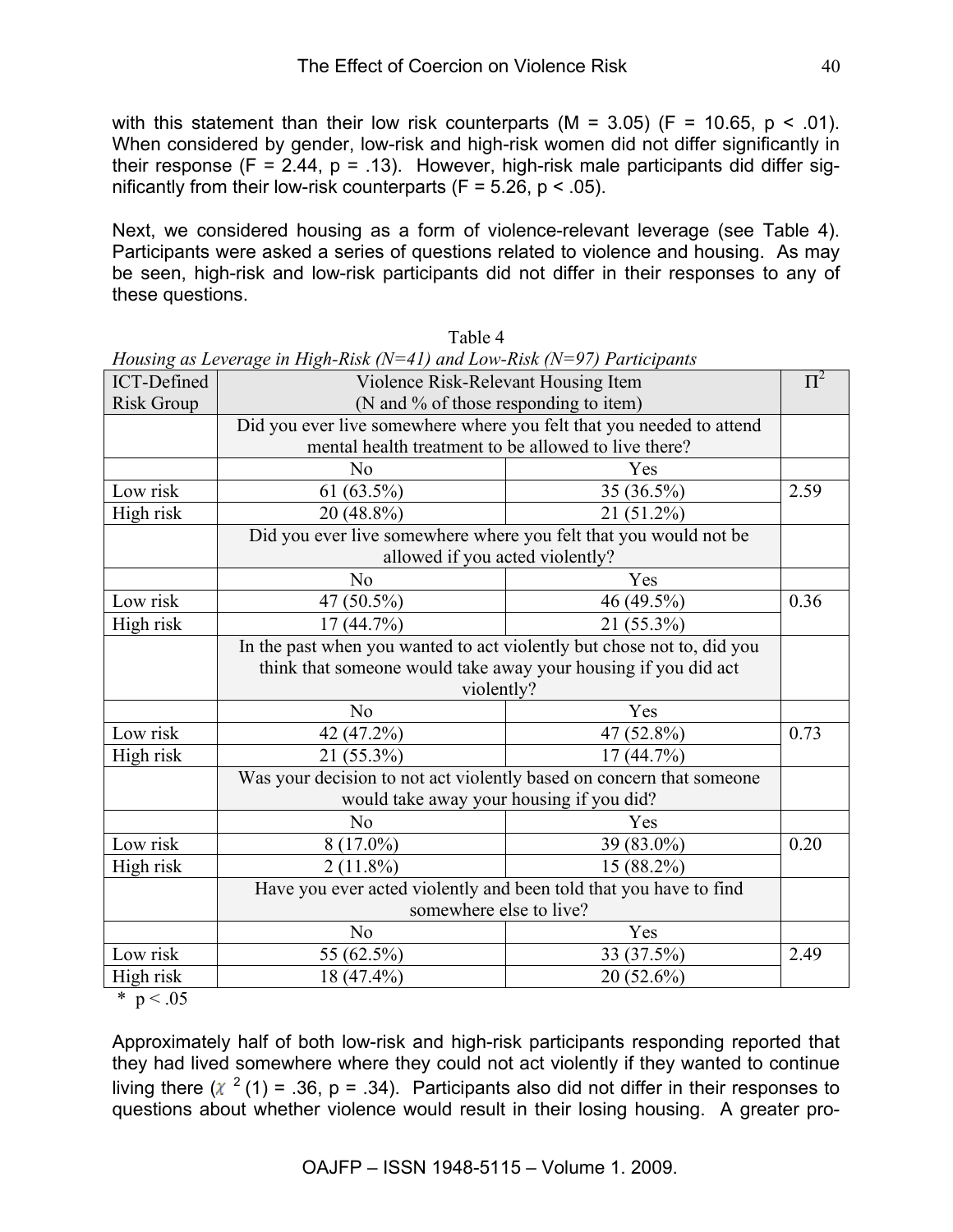with this statement than their low risk counterparts (M = 3.05) ($F = 10.65$, $p < .01$). When considered by gender, low-risk and high-risk women did not differ significantly in their response ($F = 2.44$, $p = .13$). However, high-risk male participants did differ significantly from their low-risk counterparts ($F = 5.26$, $p < .05$).

Next, we considered housing as a form of violence-relevant leverage (see Table 4). Participants were asked a series of questions related to violence and housing. As may be seen, high-risk and low-risk participants did not differ in their responses to any of these questions.

Table 4

*Housing as Leverage in High-Risk (N=41) and Low-Risk (N=97) Participants*

| ICT-Defined Risk Group | Violence Risk-Relevant Housing Item (N and % of those responding to item) | | $\Pi^2$ |
|---|---|---|---|
| | Did you ever live somewhere where you felt that you needed to attend mental health treatment to be allowed to live there? | | |
| | No | Yes | |
| Low risk | 61 (63.5%) | 35 (36.5%) | 2.59 |
| High risk | 20 (48.8%) | 21 (51.2%) | |
| | Did you ever live somewhere where you felt that you would not be allowed if you acted violently? | | |
| | No | Yes | |
| Low risk | 47 (50.5%) | 46 (49.5%) | 0.36 |
| High risk | 17 (44.7%) | 21 (55.3%) | |
| | In the past when you wanted to act violently but chose not to, did you think that someone would take away your housing if you did act violently? | | |
| | No | Yes | |
| Low risk | 42 (47.2%) | 47 (52.8%) | 0.73 |
| High risk | 21 (55.3%) | 17 (44.7%) | |
| | Was your decision to not act violently based on concern that someone would take away your housing if you did? | | |
| | No | Yes | |
| Low risk | 8 (17.0%) | 39 (83.0%) | 0.20 |
| High risk | 2 (11.8%) | 15 (88.2%) | |
| | Have you ever acted violently and been told that you have to find somewhere else to live? | | |
| | No | Yes | |
| Low risk | 55 (62.5%) | 33 (37.5%) | 2.49 |
| High risk | 18 (47.4%) | 20 (52.6%) | |

\* $p < .05$

Approximately half of both low-risk and high-risk participants responding reported that they had lived somewhere where they could not act violently if they wanted to continue living there ($\chi^2(1) = .36$, $p = .34$). Participants also did not differ in their responses to questions about whether violence would result in their losing housing. A greater pro-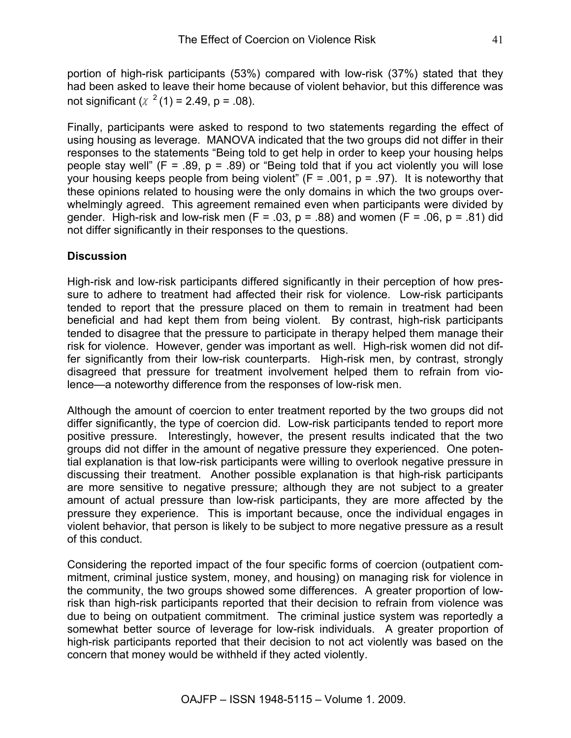portion of high-risk participants (53%) compared with low-risk (37%) stated that they had been asked to leave their home because of violent behavior, but this difference was not significant ($\chi^2(1) = 2.49$, $p = .08$).

Finally, participants were asked to respond to two statements regarding the effect of using housing as leverage. MANOVA indicated that the two groups did not differ in their responses to the statements "Being told to get help in order to keep your housing helps people stay well" ($F = .89$, $p = .89$) or "Being told that if you act violently you will lose your housing keeps people from being violent" ($F = .001$, $p = .97$). It is noteworthy that these opinions related to housing were the only domains in which the two groups overwhelmingly agreed. This agreement remained even when participants were divided by gender. High-risk and low-risk men ($F = .03$, $p = .88$) and women ($F = .06$, $p = .81$) did not differ significantly in their responses to the questions.

## Discussion

High-risk and low-risk participants differed significantly in their perception of how pressure to adhere to treatment had affected their risk for violence. Low-risk participants tended to report that the pressure placed on them to remain in treatment had been beneficial and had kept them from being violent. By contrast, high-risk participants tended to disagree that the pressure to participate in therapy helped them manage their risk for violence. However, gender was important as well. High-risk women did not differ significantly from their low-risk counterparts. High-risk men, by contrast, strongly disagreed that pressure for treatment involvement helped them to refrain from violence—a noteworthy difference from the responses of low-risk men.

Although the amount of coercion to enter treatment reported by the two groups did not differ significantly, the type of coercion did. Low-risk participants tended to report more positive pressure. Interestingly, however, the present results indicated that the two groups did not differ in the amount of negative pressure they experienced. One potential explanation is that low-risk participants were willing to overlook negative pressure in discussing their treatment. Another possible explanation is that high-risk participants are more sensitive to negative pressure; although they are not subject to a greater amount of actual pressure than low-risk participants, they are more affected by the pressure they experience. This is important because, once the individual engages in violent behavior, that person is likely to be subject to more negative pressure as a result of this conduct.

Considering the reported impact of the four specific forms of coercion (outpatient commitment, criminal justice system, money, and housing) on managing risk for violence in the community, the two groups showed some differences. A greater proportion of low-risk than high-risk participants reported that their decision to refrain from violence was due to being on outpatient commitment. The criminal justice system was reportedly a somewhat better source of leverage for low-risk individuals. A greater proportion of high-risk participants reported that their decision to not act violently was based on the concern that money would be withheld if they acted violently.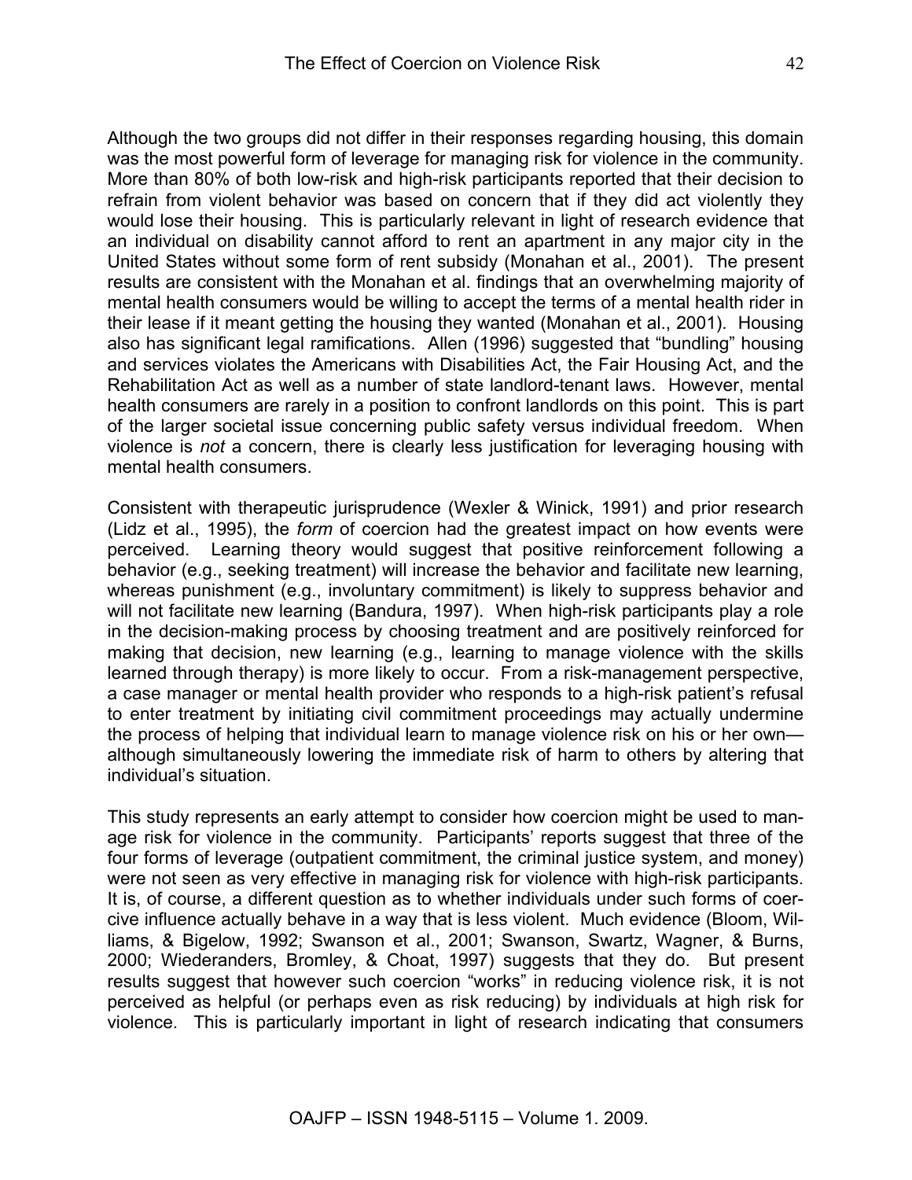Although the two groups did not differ in their responses regarding housing, this domain was the most powerful form of leverage for managing risk for violence in the community. More than 80% of both low-risk and high-risk participants reported that their decision to refrain from violent behavior was based on concern that if they did act violently they would lose their housing. This is particularly relevant in light of research evidence that an individual on disability cannot afford to rent an apartment in any major city in the United States without some form of rent subsidy (Monahan et al., 2001). The present results are consistent with the Monahan et al. findings that an overwhelming majority of mental health consumers would be willing to accept the terms of a mental health rider in their lease if it meant getting the housing they wanted (Monahan et al., 2001). Housing also has significant legal ramifications. Allen (1996) suggested that "bundling" housing and services violates the Americans with Disabilities Act, the Fair Housing Act, and the Rehabilitation Act as well as a number of state landlord-tenant laws. However, mental health consumers are rarely in a position to confront landlords on this point. This is part of the larger societal issue concerning public safety versus individual freedom. When violence is *not* a concern, there is clearly less justification for leveraging housing with mental health consumers.

Consistent with therapeutic jurisprudence (Wexler & Winick, 1991) and prior research (Lidz et al., 1995), the *form* of coercion had the greatest impact on how events were perceived. Learning theory would suggest that positive reinforcement following a behavior (e.g., seeking treatment) will increase the behavior and facilitate new learning, whereas punishment (e.g., involuntary commitment) is likely to suppress behavior and will not facilitate new learning (Bandura, 1997). When high-risk participants play a role in the decision-making process by choosing treatment and are positively reinforced for making that decision, new learning (e.g., learning to manage violence with the skills learned through therapy) is more likely to occur. From a risk-management perspective, a case manager or mental health provider who responds to a high-risk patient's refusal to enter treatment by initiating civil commitment proceedings may actually undermine the process of helping that individual learn to manage violence risk on his or her own—although simultaneously lowering the immediate risk of harm to others by altering that individual's situation.

This study represents an early attempt to consider how coercion might be used to manage risk for violence in the community. Participants' reports suggest that three of the four forms of leverage (outpatient commitment, the criminal justice system, and money) were not seen as very effective in managing risk for violence with high-risk participants. It is, of course, a different question as to whether individuals under such forms of coercive influence actually behave in a way that is less violent. Much evidence (Bloom, Williams, & Bigelow, 1992; Swanson et al., 2001; Swanson, Swartz, Wagner, & Burns, 2000; Wiederanders, Bromley, & Choat, 1997) suggests that they do. But present results suggest that however such coercion "works" in reducing violence risk, it is not perceived as helpful (or perhaps even as risk reducing) by individuals at high risk for violence. This is particularly important in light of research indicating that consumers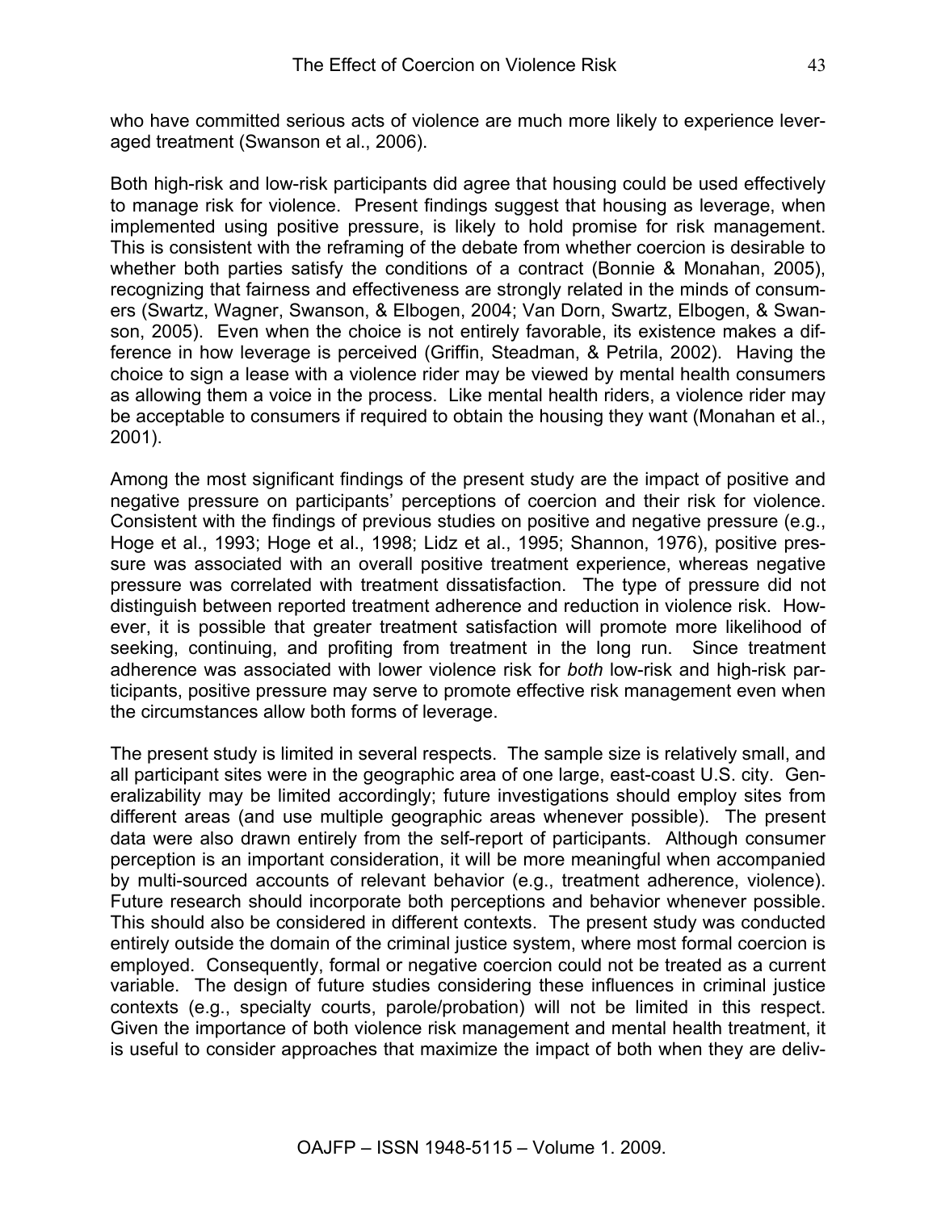who have committed serious acts of violence are much more likely to experience leveraged treatment (Swanson et al., 2006).

Both high-risk and low-risk participants did agree that housing could be used effectively to manage risk for violence. Present findings suggest that housing as leverage, when implemented using positive pressure, is likely to hold promise for risk management. This is consistent with the reframing of the debate from whether coercion is desirable to whether both parties satisfy the conditions of a contract (Bonnie & Monahan, 2005), recognizing that fairness and effectiveness are strongly related in the minds of consumers (Swartz, Wagner, Swanson, & Elbogen, 2004; Van Dorn, Swartz, Elbogen, & Swanson, 2005). Even when the choice is not entirely favorable, its existence makes a difference in how leverage is perceived (Griffin, Steadman, & Petrila, 2002). Having the choice to sign a lease with a violence rider may be viewed by mental health consumers as allowing them a voice in the process. Like mental health riders, a violence rider may be acceptable to consumers if required to obtain the housing they want (Monahan et al., 2001).

Among the most significant findings of the present study are the impact of positive and negative pressure on participants' perceptions of coercion and their risk for violence. Consistent with the findings of previous studies on positive and negative pressure (e.g., Hoge et al., 1993; Hoge et al., 1998; Lidz et al., 1995; Shannon, 1976), positive pressure was associated with an overall positive treatment experience, whereas negative pressure was correlated with treatment dissatisfaction. The type of pressure did not distinguish between reported treatment adherence and reduction in violence risk. However, it is possible that greater treatment satisfaction will promote more likelihood of seeking, continuing, and profiting from treatment in the long run. Since treatment adherence was associated with lower violence risk for *both* low-risk and high-risk participants, positive pressure may serve to promote effective risk management even when the circumstances allow both forms of leverage.

The present study is limited in several respects. The sample size is relatively small, and all participant sites were in the geographic area of one large, east-coast U.S. city. Generalizability may be limited accordingly; future investigations should employ sites from different areas (and use multiple geographic areas whenever possible). The present data were also drawn entirely from the self-report of participants. Although consumer perception is an important consideration, it will be more meaningful when accompanied by multi-sourced accounts of relevant behavior (e.g., treatment adherence, violence). Future research should incorporate both perceptions and behavior whenever possible. This should also be considered in different contexts. The present study was conducted entirely outside the domain of the criminal justice system, where most formal coercion is employed. Consequently, formal or negative coercion could not be treated as a current variable. The design of future studies considering these influences in criminal justice contexts (e.g., specialty courts, parole/probation) will not be limited in this respect. Given the importance of both violence risk management and mental health treatment, it is useful to consider approaches that maximize the impact of both when they are deliv-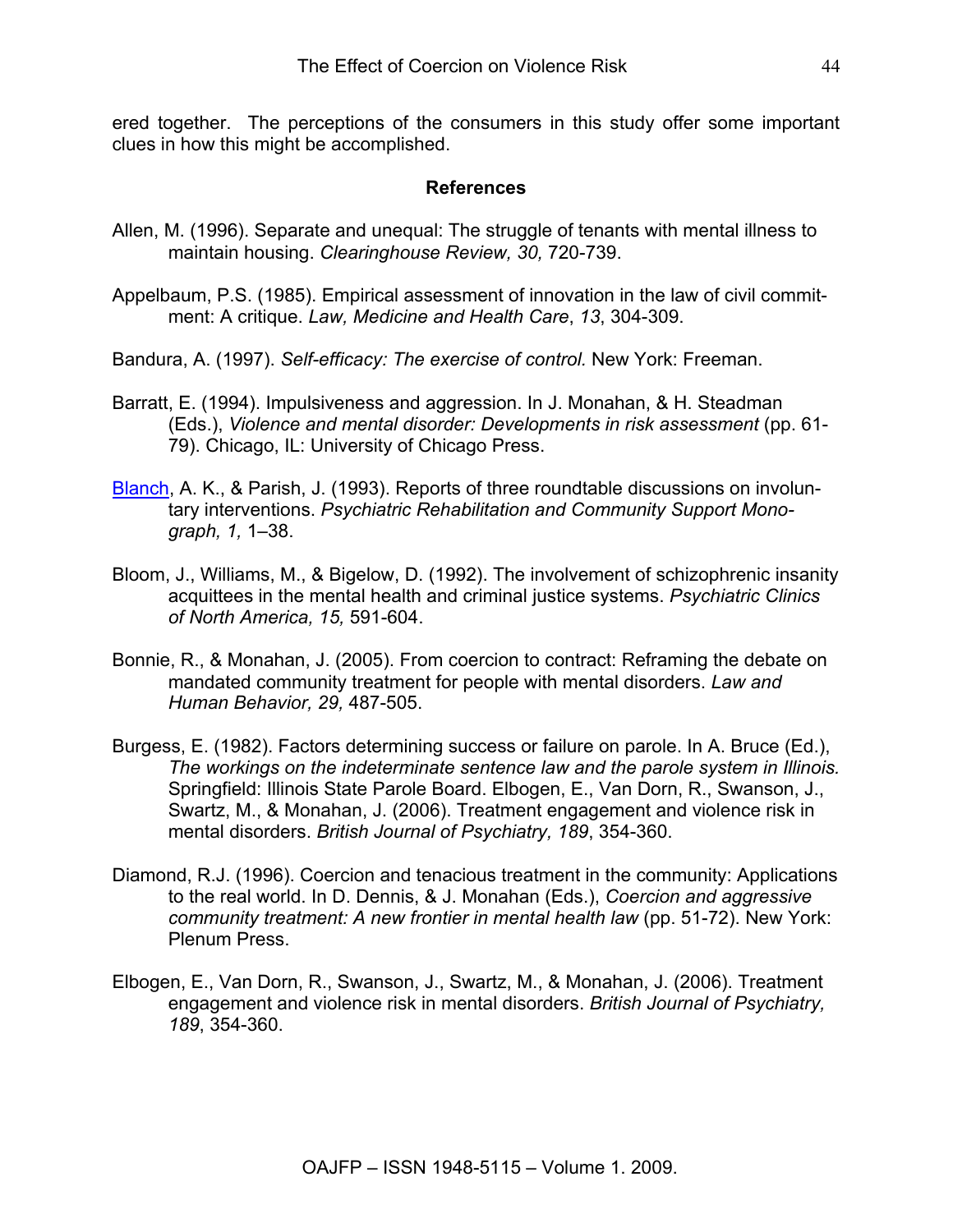ered together. The perceptions of the consumers in this study offer some important clues in how this might be accomplished.

## References

Allen, M. (1996). Separate and unequal: The struggle of tenants with mental illness to maintain housing. *Clearinghouse Review, 30,* 720-739.

Appelbaum, P.S. (1985). Empirical assessment of innovation in the law of civil commitment: A critique. *Law, Medicine and Health Care*, *13*, 304-309.

Bandura, A. (1997). *Self-efficacy: The exercise of control.* New York: Freeman.

Barratt, E. (1994). Impulsiveness and aggression. In J. Monahan, & H. Steadman (Eds.), *Violence and mental disorder: Developments in risk assessment* (pp. 61-79). Chicago, IL: University of Chicago Press.

Blanch, A. K., & Parish, J. (1993). Reports of three roundtable discussions on involuntary interventions. *Psychiatric Rehabilitation and Community Support Monograph, 1,* 1–38.

Bloom, J., Williams, M., & Bigelow, D. (1992). The involvement of schizophrenic insanity acquittees in the mental health and criminal justice systems. *Psychiatric Clinics of North America, 15,* 591-604.

Bonnie, R., & Monahan, J. (2005). From coercion to contract: Reframing the debate on mandated community treatment for people with mental disorders. *Law and Human Behavior, 29,* 487-505.

Burgess, E. (1982). Factors determining success or failure on parole. In A. Bruce (Ed.), *The workings on the indeterminate sentence law and the parole system in Illinois.* Springfield: Illinois State Parole Board. Elbogen, E., Van Dorn, R., Swanson, J., Swartz, M., & Monahan, J. (2006). Treatment engagement and violence risk in mental disorders. *British Journal of Psychiatry, 189*, 354-360.

Diamond, R.J. (1996). Coercion and tenacious treatment in the community: Applications to the real world. In D. Dennis, & J. Monahan (Eds.), *Coercion and aggressive community treatment: A new frontier in mental health law* (pp. 51-72). New York: Plenum Press.

Elbogen, E., Van Dorn, R., Swanson, J., Swartz, M., & Monahan, J. (2006). Treatment engagement and violence risk in mental disorders. *British Journal of Psychiatry, 189*, 354-360.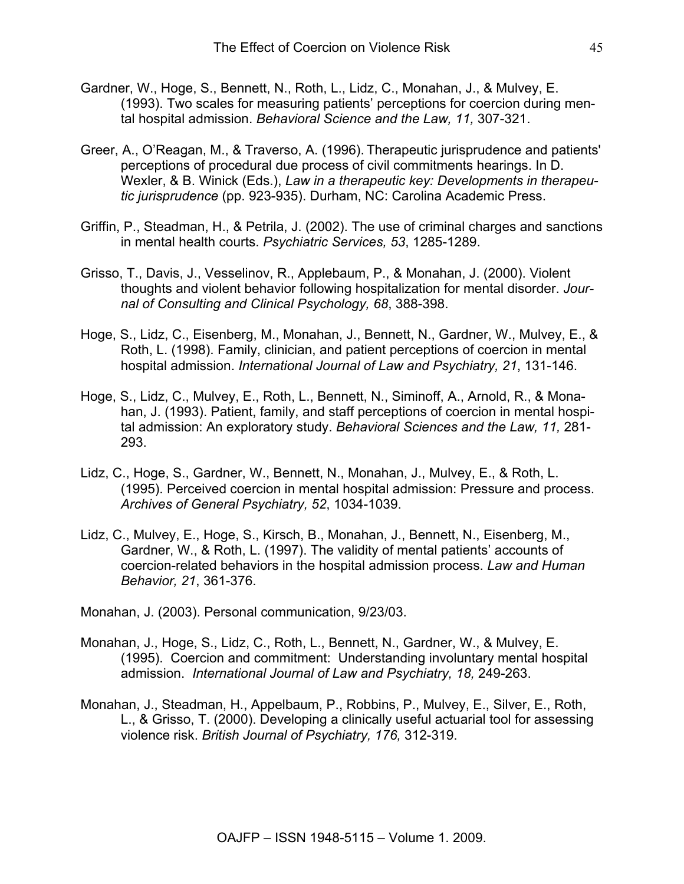Gardner, W., Hoge, S., Bennett, N., Roth, L., Lidz, C., Monahan, J., & Mulvey, E. (1993). Two scales for measuring patients' perceptions for coercion during mental hospital admission. *Behavioral Science and the Law, 11,* 307-321.

Greer, A., O'Reagan, M., & Traverso, A. (1996). Therapeutic jurisprudence and patients' perceptions of procedural due process of civil commitments hearings. In D. Wexler, & B. Winick (Eds.), *Law in a therapeutic key: Developments in therapeutic jurisprudence* (pp. 923-935). Durham, NC: Carolina Academic Press.

Griffin, P., Steadman, H., & Petrila, J. (2002). The use of criminal charges and sanctions in mental health courts. *Psychiatric Services, 53*, 1285-1289.

Grisso, T., Davis, J., Vesselinov, R., Applebaum, P., & Monahan, J. (2000). Violent thoughts and violent behavior following hospitalization for mental disorder. *Journal of Consulting and Clinical Psychology, 68*, 388-398.

Hoge, S., Lidz, C., Eisenberg, M., Monahan, J., Bennett, N., Gardner, W., Mulvey, E., & Roth, L. (1998). Family, clinician, and patient perceptions of coercion in mental hospital admission. *International Journal of Law and Psychiatry, 21*, 131-146.

Hoge, S., Lidz, C., Mulvey, E., Roth, L., Bennett, N., Siminoff, A., Arnold, R., & Monahan, J. (1993). Patient, family, and staff perceptions of coercion in mental hospital admission: An exploratory study. *Behavioral Sciences and the Law, 11,* 281-293.

Lidz, C., Hoge, S., Gardner, W., Bennett, N., Monahan, J., Mulvey, E., & Roth, L. (1995). Perceived coercion in mental hospital admission: Pressure and process. *Archives of General Psychiatry, 52*, 1034-1039.

Lidz, C., Mulvey, E., Hoge, S., Kirsch, B., Monahan, J., Bennett, N., Eisenberg, M., Gardner, W., & Roth, L. (1997). The validity of mental patients' accounts of coercion-related behaviors in the hospital admission process. *Law and Human Behavior, 21*, 361-376.

Monahan, J. (2003). Personal communication, 9/23/03.

Monahan, J., Hoge, S., Lidz, C., Roth, L., Bennett, N., Gardner, W., & Mulvey, E. (1995). Coercion and commitment: Understanding involuntary mental hospital admission. *International Journal of Law and Psychiatry, 18,* 249-263.

Monahan, J., Steadman, H., Appelbaum, P., Robbins, P., Mulvey, E., Silver, E., Roth, L., & Grisso, T. (2000). Developing a clinically useful actuarial tool for assessing violence risk. *British Journal of Psychiatry, 176,* 312-319.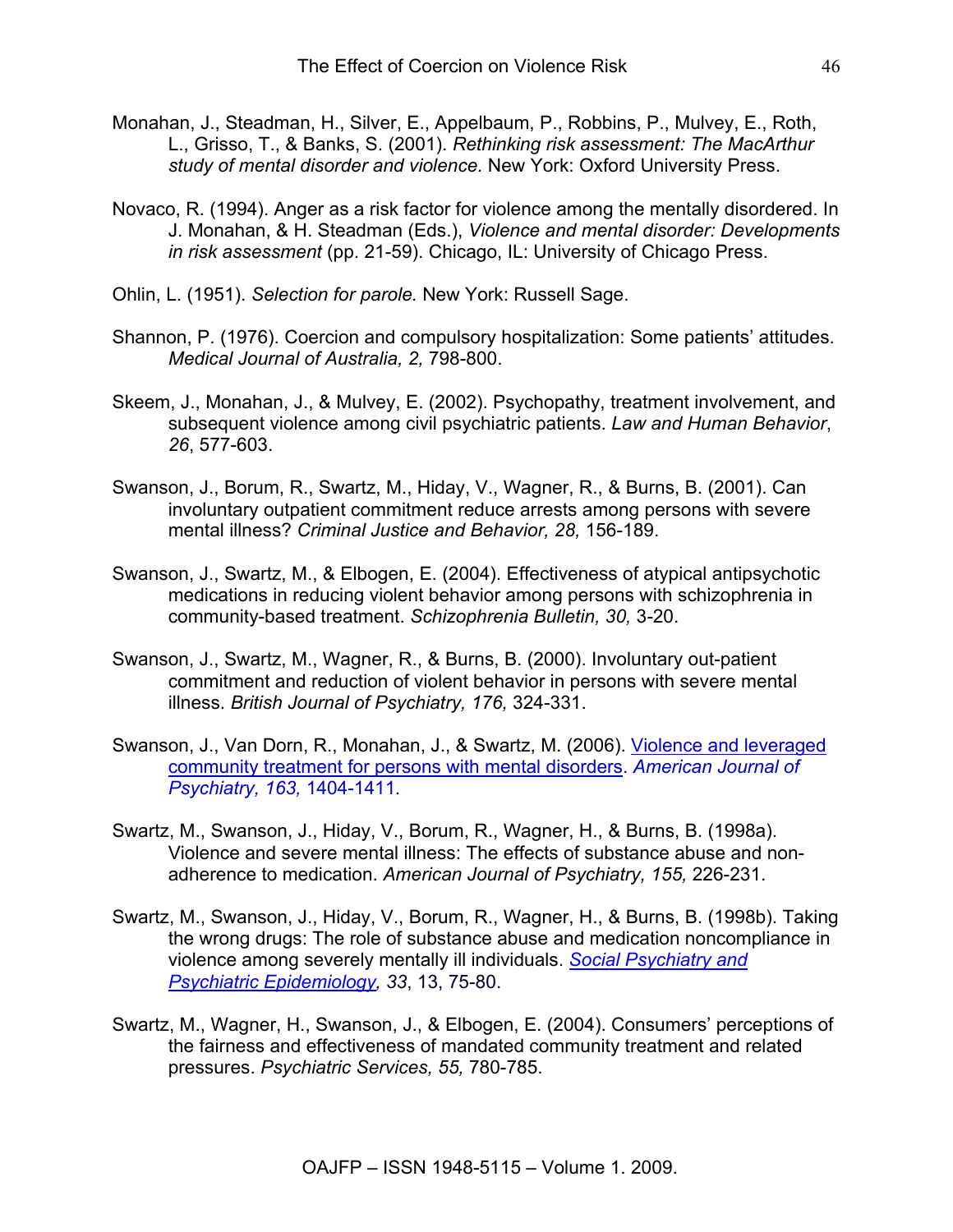Monahan, J., Steadman, H., Silver, E., Appelbaum, P., Robbins, P., Mulvey, E., Roth, L., Grisso, T., & Banks, S. (2001). *Rethinking risk assessment: The MacArthur study of mental disorder and violence.* New York: Oxford University Press.

Novaco, R. (1994). Anger as a risk factor for violence among the mentally disordered. In J. Monahan, & H. Steadman (Eds.), *Violence and mental disorder: Developments in risk assessment* (pp. 21-59). Chicago, IL: University of Chicago Press.

Ohlin, L. (1951). *Selection for parole.* New York: Russell Sage.

Shannon, P. (1976). Coercion and compulsory hospitalization: Some patients' attitudes. *Medical Journal of Australia, 2,* 798-800.

Skeem, J., Monahan, J., & Mulvey, E. (2002). Psychopathy, treatment involvement, and subsequent violence among civil psychiatric patients. *Law and Human Behavior*, *26*, 577-603.

Swanson, J., Borum, R., Swartz, M., Hiday, V., Wagner, R., & Burns, B. (2001). Can involuntary outpatient commitment reduce arrests among persons with severe mental illness? *Criminal Justice and Behavior, 28,* 156-189.

Swanson, J., Swartz, M., & Elbogen, E. (2004). Effectiveness of atypical antipsychotic medications in reducing violent behavior among persons with schizophrenia in community-based treatment. *Schizophrenia Bulletin, 30,* 3-20.

Swanson, J., Swartz, M., Wagner, R., & Burns, B. (2000). Involuntary out-patient commitment and reduction of violent behavior in persons with severe mental illness. *British Journal of Psychiatry, 176,* 324-331.

Swanson, J., Van Dorn, R., Monahan, J., & Swartz, M. (2006). Violence and leveraged community treatment for persons with mental disorders. *American Journal of Psychiatry, 163,* 1404-1411.

Swartz, M., Swanson, J., Hiday, V., Borum, R., Wagner, H., & Burns, B. (1998a). Violence and severe mental illness: The effects of substance abuse and non-adherence to medication. *American Journal of Psychiatry, 155,* 226-231.

Swartz, M., Swanson, J., Hiday, V., Borum, R., Wagner, H., & Burns, B. (1998b). Taking the wrong drugs: The role of substance abuse and medication noncompliance in violence among severely mentally ill individuals. *Social Psychiatry and Psychiatric Epidemiology, 33*, 13, 75-80.

Swartz, M., Wagner, H., Swanson, J., & Elbogen, E. (2004). Consumers' perceptions of the fairness and effectiveness of mandated community treatment and related pressures. *Psychiatric Services, 55,* 780-785.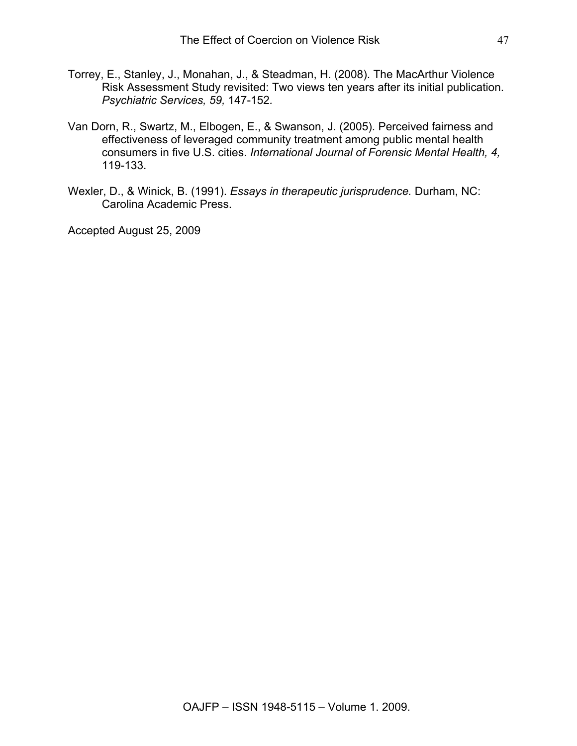Torrey, E., Stanley, J., Monahan, J., & Steadman, H. (2008). The MacArthur Violence Risk Assessment Study revisited: Two views ten years after its initial publication. *Psychiatric Services, 59,* 147-152.

Van Dorn, R., Swartz, M., Elbogen, E., & Swanson, J. (2005). Perceived fairness and effectiveness of leveraged community treatment among public mental health consumers in five U.S. cities. *International Journal of Forensic Mental Health, 4,* 119-133.

Wexler, D., & Winick, B. (1991). *Essays in therapeutic jurisprudence.* Durham, NC: Carolina Academic Press.

Accepted August 25, 2009